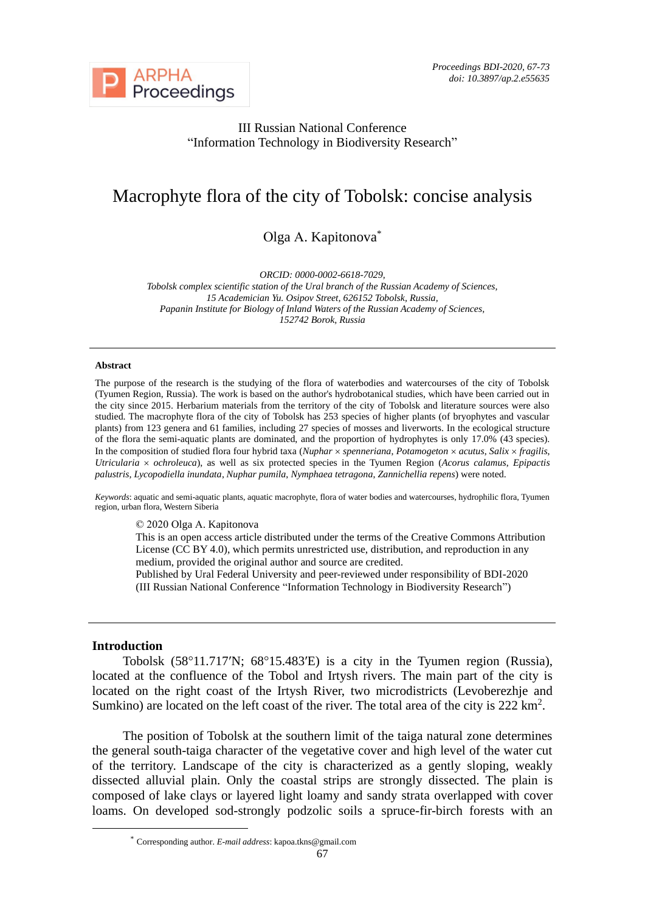III Russian National Conference
"Information Technology in Biodiversity Research"

# Macrophyte flora of the city of Tobolsk: concise analysis

Olga A. Kapitonova*

*ORCID: 0000-0002-6618-7029,*
*Tobolsk complex scientific station of the Ural branch of the Russian Academy of Sciences,*
*15 Academician Yu. Osipov Street, 626152 Tobolsk, Russia,*
*Papanin Institute for Biology of Inland Waters of the Russian Academy of Sciences,*
*152742 Borok, Russia*

---

**Abstract**

The purpose of the research is the studying of the flora of waterbodies and watercourses of the city of Tobolsk (Tyumen Region, Russia). The work is based on the author's hydrobotanical studies, which have been carried out in the city since 2015. Herbarium materials from the territory of the city of Tobolsk and literature sources were also studied. The macrophyte flora of the city of Tobolsk has 253 species of higher plants (of bryophytes and vascular plants) from 123 genera and 61 families, including 27 species of mosses and liverworts. In the ecological structure of the flora the semi-aquatic plants are dominated, and the proportion of hydrophytes is only 17.0% (43 species). In the composition of studied flora four hybrid taxa (*Nuphar × spenneriana*, *Potamogeton × acutus*, *Salix × fragilis*, *Utricularia × ochroleuca*), as well as six protected species in the Tyumen Region (*Acorus calamus*, *Epipactis palustris*, *Lycopodiella inundata*, *Nuphar pumila*, *Nymphaea tetragona*, *Zannichellia repens*) were noted.

*Keywords*: aquatic and semi-aquatic plants, aquatic macrophyte, flora of water bodies and watercourses, hydrophilic flora, Tyumen region, urban flora, Western Siberia

© 2020 Olga A. Kapitonova
This is an open access article distributed under the terms of the Creative Commons Attribution License (CC BY 4.0), which permits unrestricted use, distribution, and reproduction in any medium, provided the original author and source are credited.
Published by Ural Federal University and peer-reviewed under responsibility of BDI-2020 (III Russian National Conference "Information Technology in Biodiversity Research")

---

## Introduction

Tobolsk (58°11.717′N; 68°15.483′E) is a city in the Tyumen region (Russia), located at the confluence of the Tobol and Irtysh rivers. The main part of the city is located on the right coast of the Irtysh River, two microdistricts (Levoberezhje and Sumkino) are located on the left coast of the river. The total area of the city is 222 km$^2$.

The position of Tobolsk at the southern limit of the taiga natural zone determines the general south-taiga character of the vegetative cover and high level of the water cut of the territory. Landscape of the city is characterized as a gently sloping, weakly dissected alluvial plain. Only the coastal strips are strongly dissected. The plain is composed of lake clays or layered light loamy and sandy strata overlapped with cover loams. On developed sod-strongly podzolic soils a spruce-fir-birch forests with an

---

* Corresponding author. *E-mail address*: kapoa.tkns@gmail.com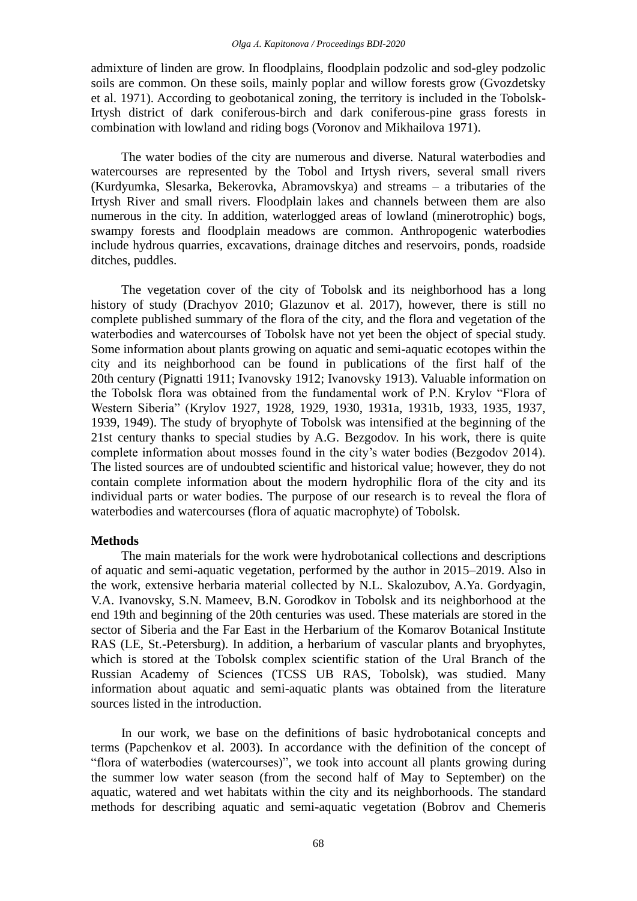admixture of linden are grow. In floodplains, floodplain podzolic and sod-gley podzolic soils are common. On these soils, mainly poplar and willow forests grow (Gvozdetsky et al. 1971). According to geobotanical zoning, the territory is included in the Tobolsk-Irtysh district of dark coniferous-birch and dark coniferous-pine grass forests in combination with lowland and riding bogs (Voronov and Mikhailova 1971).

The water bodies of the city are numerous and diverse. Natural waterbodies and watercourses are represented by the Tobol and Irtysh rivers, several small rivers (Kurdyumka, Slesarka, Bekerovka, Abramovskya) and streams – a tributaries of the Irtysh River and small rivers. Floodplain lakes and channels between them are also numerous in the city. In addition, waterlogged areas of lowland (minerotrophic) bogs, swampy forests and floodplain meadows are common. Anthropogenic waterbodies include hydrous quarries, excavations, drainage ditches and reservoirs, ponds, roadside ditches, puddles.

The vegetation cover of the city of Tobolsk and its neighborhood has a long history of study (Drachyov 2010; Glazunov et al. 2017), however, there is still no complete published summary of the flora of the city, and the flora and vegetation of the waterbodies and watercourses of Tobolsk have not yet been the object of special study. Some information about plants growing on aquatic and semi-aquatic ecotopes within the city and its neighborhood can be found in publications of the first half of the 20th century (Pignatti 1911; Ivanovsky 1912; Ivanovsky 1913). Valuable information on the Tobolsk flora was obtained from the fundamental work of P.N. Krylov "Flora of Western Siberia" (Krylov 1927, 1928, 1929, 1930, 1931a, 1931b, 1933, 1935, 1937, 1939, 1949). The study of bryophyte of Tobolsk was intensified at the beginning of the 21st century thanks to special studies by A.G. Bezgodov. In his work, there is quite complete information about mosses found in the city's water bodies (Bezgodov 2014). The listed sources are of undoubted scientific and historical value; however, they do not contain complete information about the modern hydrophilic flora of the city and its individual parts or water bodies. The purpose of our research is to reveal the flora of waterbodies and watercourses (flora of aquatic macrophyte) of Tobolsk.

**Methods**

The main materials for the work were hydrobotanical collections and descriptions of aquatic and semi-aquatic vegetation, performed by the author in 2015–2019. Also in the work, extensive herbaria material collected by N.L. Skalozubov, A.Ya. Gordyagin, V.A. Ivanovsky, S.N. Mameev, B.N. Gorodkov in Tobolsk and its neighborhood at the end 19th and beginning of the 20th centuries was used. These materials are stored in the sector of Siberia and the Far East in the Herbarium of the Komarov Botanical Institute RAS (LE, St.-Petersburg). In addition, a herbarium of vascular plants and bryophytes, which is stored at the Tobolsk complex scientific station of the Ural Branch of the Russian Academy of Sciences (TCSS UB RAS, Tobolsk), was studied. Many information about aquatic and semi-aquatic plants was obtained from the literature sources listed in the introduction.

In our work, we base on the definitions of basic hydrobotanical concepts and terms (Papchenkov et al. 2003). In accordance with the definition of the concept of "flora of waterbodies (watercourses)", we took into account all plants growing during the summer low water season (from the second half of May to September) on the aquatic, watered and wet habitats within the city and its neighborhoods. The standard methods for describing aquatic and semi-aquatic vegetation (Bobrov and Chemeris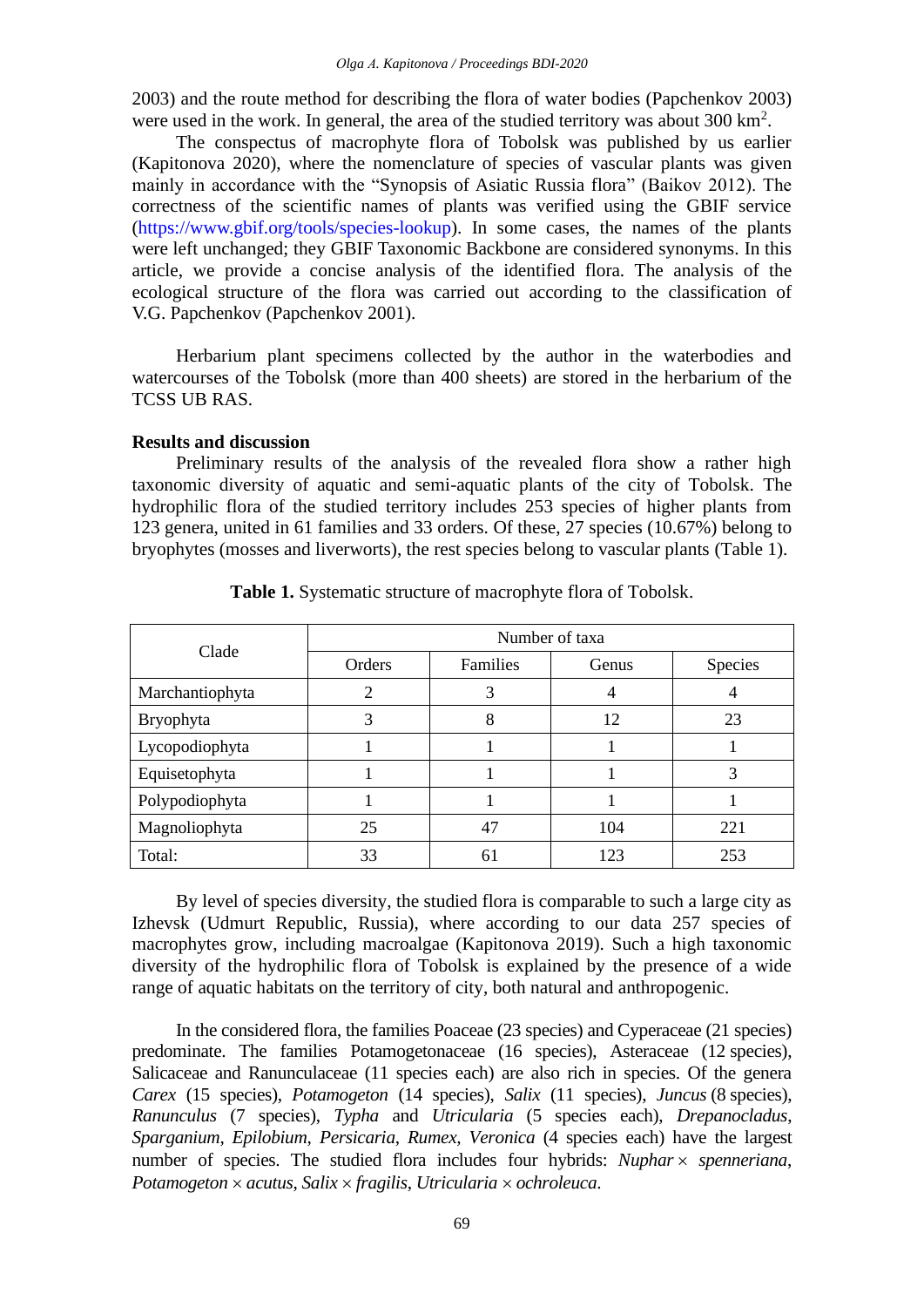2003) and the route method for describing the flora of water bodies (Papchenkov 2003) were used in the work. In general, the area of the studied territory was about 300 km$^2$.

The conspectus of macrophyte flora of Tobolsk was published by us earlier (Kapitonova 2020), where the nomenclature of species of vascular plants was given mainly in accordance with the "Synopsis of Asiatic Russia flora" (Baikov 2012). The correctness of the scientific names of plants was verified using the GBIF service (https://www.gbif.org/tools/species-lookup). In some cases, the names of the plants were left unchanged; they GBIF Taxonomic Backbone are considered synonyms. In this article, we provide a concise analysis of the identified flora. The analysis of the ecological structure of the flora was carried out according to the classification of V.G. Papchenkov (Papchenkov 2001).

Herbarium plant specimens collected by the author in the waterbodies and watercourses of the Tobolsk (more than 400 sheets) are stored in the herbarium of the TCSS UB RAS.

**Results and discussion**

Preliminary results of the analysis of the revealed flora show a rather high taxonomic diversity of aquatic and semi-aquatic plants of the city of Tobolsk. The hydrophilic flora of the studied territory includes 253 species of higher plants from 123 genera, united in 61 families and 33 orders. Of these, 27 species (10.67%) belong to bryophytes (mosses and liverworts), the rest species belong to vascular plants (Table 1).

**Table 1.** Systematic structure of macrophyte flora of Tobolsk.

| Clade | Number of taxa | | | |
|---|---|---|---|---|
| | Orders | Families | Genus | Species |
| Marchantiophyta | 2 | 3 | 4 | 4 |
| Bryophyta | 3 | 8 | 12 | 23 |
| Lycopodiophyta | 1 | 1 | 1 | 1 |
| Equisetophyta | 1 | 1 | 1 | 3 |
| Polypodiophyta | 1 | 1 | 1 | 1 |
| Magnoliophyta | 25 | 47 | 104 | 221 |
| Total: | 33 | 61 | 123 | 253 |

By level of species diversity, the studied flora is comparable to such a large city as Izhevsk (Udmurt Republic, Russia), where according to our data 257 species of macrophytes grow, including macroalgae (Kapitonova 2019). Such a high taxonomic diversity of the hydrophilic flora of Tobolsk is explained by the presence of a wide range of aquatic habitats on the territory of city, both natural and anthropogenic.

In the considered flora, the families Poaceae (23 species) and Cyperaceae (21 species) predominate. The families Potamogetonaceae (16 species), Asteraceae (12 species), Salicaceae and Ranunculaceae (11 species each) are also rich in species. Of the genera *Carex* (15 species), *Potamogeton* (14 species), *Salix* (11 species), *Juncus* (8 species), *Ranunculus* (7 species), *Typha* and *Utricularia* (5 species each), *Drepanocladus*, *Sparganium*, *Epilobium*, *Persicaria*, *Rumex*, *Veronica* (4 species each) have the largest number of species. The studied flora includes four hybrids: *Nuphar* × *spenneriana*, *Potamogeton* × *acutus*, *Salix* × *fragilis*, *Utricularia* × *ochroleuca*.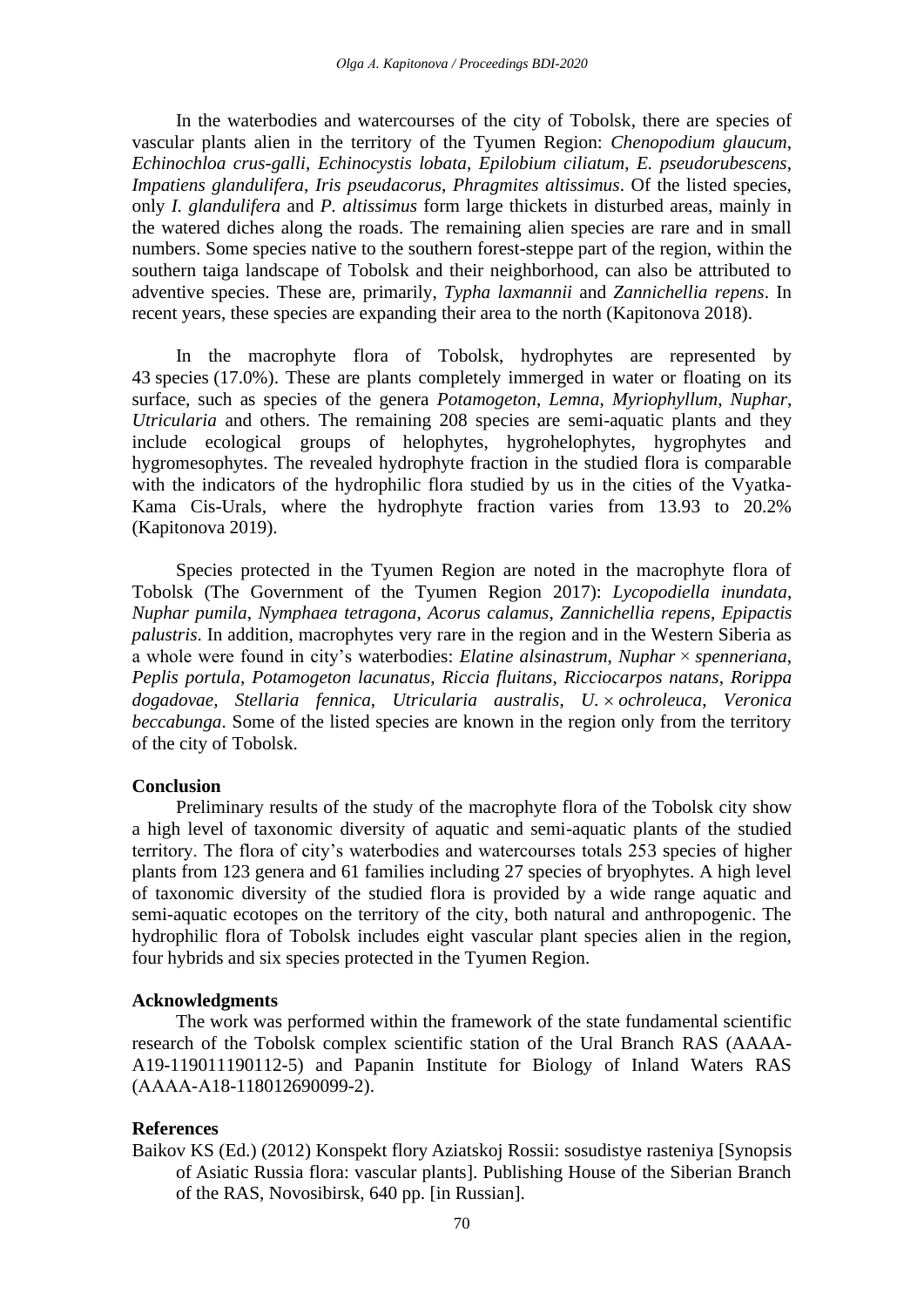In the waterbodies and watercourses of the city of Tobolsk, there are species of vascular plants alien in the territory of the Tyumen Region: *Chenopodium glaucum*, *Echinochloa crus-galli*, *Echinocystis lobata*, *Epilobium ciliatum*, *E. pseudorubescens*, *Impatiens glandulifera*, *Iris pseudacorus*, *Phragmites altissimus*. Of the listed species, only *I. glandulifera* and *P. altissimus* form large thickets in disturbed areas, mainly in the watered diches along the roads. The remaining alien species are rare and in small numbers. Some species native to the southern forest-steppe part of the region, within the southern taiga landscape of Tobolsk and their neighborhood, can also be attributed to adventive species. These are, primarily, *Typha laxmannii* and *Zannichellia repens*. In recent years, these species are expanding their area to the north (Kapitonova 2018).

In the macrophyte flora of Tobolsk, hydrophytes are represented by 43 species (17.0%). These are plants completely immerged in water or floating on its surface, such as species of the genera *Potamogeton*, *Lemna*, *Myriophyllum*, *Nuphar*, *Utricularia* and others. The remaining 208 species are semi-aquatic plants and they include ecological groups of helophytes, hygrohelophytes, hygrophytes and hygromesophytes. The revealed hydrophyte fraction in the studied flora is comparable with the indicators of the hydrophilic flora studied by us in the cities of the Vyatka-Kama Cis-Urals, where the hydrophyte fraction varies from 13.93 to 20.2% (Kapitonova 2019).

Species protected in the Tyumen Region are noted in the macrophyte flora of Tobolsk (The Government of the Tyumen Region 2017): *Lycopodiella inundata*, *Nuphar pumila*, *Nymphaea tetragona*, *Acorus calamus*, *Zannichellia repens*, *Epipactis palustris*. In addition, macrophytes very rare in the region and in the Western Siberia as a whole were found in city's waterbodies: *Elatine alsinastrum*, *Nuphar × spenneriana*, *Peplis portula*, *Potamogeton lacunatus*, *Riccia fluitans*, *Ricciocarpos natans*, *Rorippa dogadovae*, *Stellaria fennica*, *Utricularia australis*, *U. × ochroleuca*, *Veronica beccabunga*. Some of the listed species are known in the region only from the territory of the city of Tobolsk.

**Conclusion**

Preliminary results of the study of the macrophyte flora of the Tobolsk city show a high level of taxonomic diversity of aquatic and semi-aquatic plants of the studied territory. The flora of city's waterbodies and watercourses totals 253 species of higher plants from 123 genera and 61 families including 27 species of bryophytes. A high level of taxonomic diversity of the studied flora is provided by a wide range aquatic and semi-aquatic ecotopes on the territory of the city, both natural and anthropogenic. The hydrophilic flora of Tobolsk includes eight vascular plant species alien in the region, four hybrids and six species protected in the Tyumen Region.

**Acknowledgments**

The work was performed within the framework of the state fundamental scientific research of the Tobolsk complex scientific station of the Ural Branch RAS (AAAA-A19-119011190112-5) and Papanin Institute for Biology of Inland Waters RAS (AAAA-A18-118012690099-2).

**References**

Baikov KS (Ed.) (2012) Konspekt flory Aziatskoj Rossii: sosudistye rasteniya [Synopsis of Asiatic Russia flora: vascular plants]. Publishing House of the Siberian Branch of the RAS, Novosibirsk, 640 pp. [in Russian].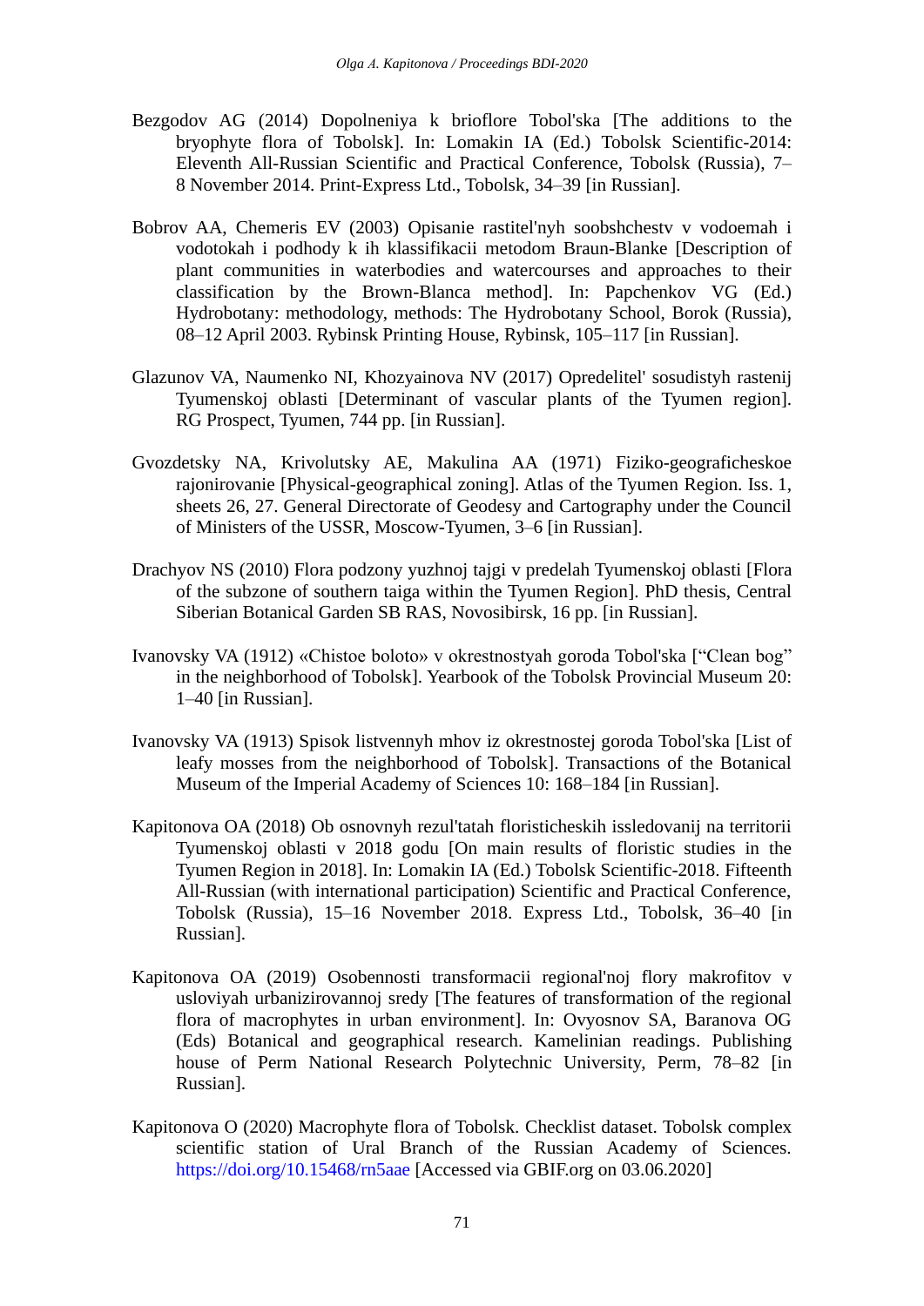Bezgodov AG (2014) Dopolneniya k brioflore Tobol'ska [The additions to the bryophyte flora of Tobolsk]. In: Lomakin IA (Ed.) Tobolsk Scientific-2014: Eleventh All-Russian Scientific and Practical Conference, Tobolsk (Russia), 7–8 November 2014. Print-Express Ltd., Tobolsk, 34–39 [in Russian].

Bobrov AA, Chemeris EV (2003) Opisanie rastitel'nyh soobshchestv v vodoemah i vodotokah i podhody k ih klassifikacii metodom Braun-Blanke [Description of plant communities in waterbodies and watercourses and approaches to their classification by the Brown-Blanca method]. In: Papchenkov VG (Ed.) Hydrobotany: methodology, methods: The Hydrobotany School, Borok (Russia), 08–12 April 2003. Rybinsk Printing House, Rybinsk, 105–117 [in Russian].

Glazunov VA, Naumenko NI, Khozyainova NV (2017) Opredelitel' sosudistyh rastenij Tyumenskoj oblasti [Determinant of vascular plants of the Tyumen region]. RG Prospect, Tyumen, 744 pp. [in Russian].

Gvozdetsky NA, Krivolutsky AE, Makulina AA (1971) Fiziko-geograficheskoe rajonirovanie [Physical-geographical zoning]. Atlas of the Tyumen Region. Iss. 1, sheets 26, 27. General Directorate of Geodesy and Cartography under the Council of Ministers of the USSR, Moscow-Tyumen, 3–6 [in Russian].

Drachyov NS (2010) Flora podzony yuzhnoj tajgi v predelah Tyumenskoj oblasti [Flora of the subzone of southern taiga within the Tyumen Region]. PhD thesis, Central Siberian Botanical Garden SB RAS, Novosibirsk, 16 pp. [in Russian].

Ivanovsky VA (1912) «Chistoe boloto» v okrestnostyah goroda Tobol'ska ["Clean bog" in the neighborhood of Tobolsk]. Yearbook of the Tobolsk Provincial Museum 20: 1–40 [in Russian].

Ivanovsky VA (1913) Spisok listvennyh mhov iz okrestnostej goroda Tobol'ska [List of leafy mosses from the neighborhood of Tobolsk]. Transactions of the Botanical Museum of the Imperial Academy of Sciences 10: 168–184 [in Russian].

Kapitonova OA (2018) Ob osnovnyh rezul'tatah floristicheskih issledovanij na territorii Tyumenskoj oblasti v 2018 godu [On main results of floristic studies in the Tyumen Region in 2018]. In: Lomakin IA (Ed.) Tobolsk Scientific-2018. Fifteenth All-Russian (with international participation) Scientific and Practical Conference, Tobolsk (Russia), 15–16 November 2018. Express Ltd., Tobolsk, 36–40 [in Russian].

Kapitonova OA (2019) Osobennosti transformacii regional'noj flory makrofitov v usloviyah urbanizirovannoj sredy [The features of transformation of the regional flora of macrophytes in urban environment]. In: Ovyosnov SA, Baranova OG (Eds) Botanical and geographical research. Kamelinian readings. Publishing house of Perm National Research Polytechnic University, Perm, 78–82 [in Russian].

Kapitonova O (2020) Macrophyte flora of Tobolsk. Checklist dataset. Tobolsk complex scientific station of Ural Branch of the Russian Academy of Sciences. https://doi.org/10.15468/rn5aae [Accessed via GBIF.org on 03.06.2020]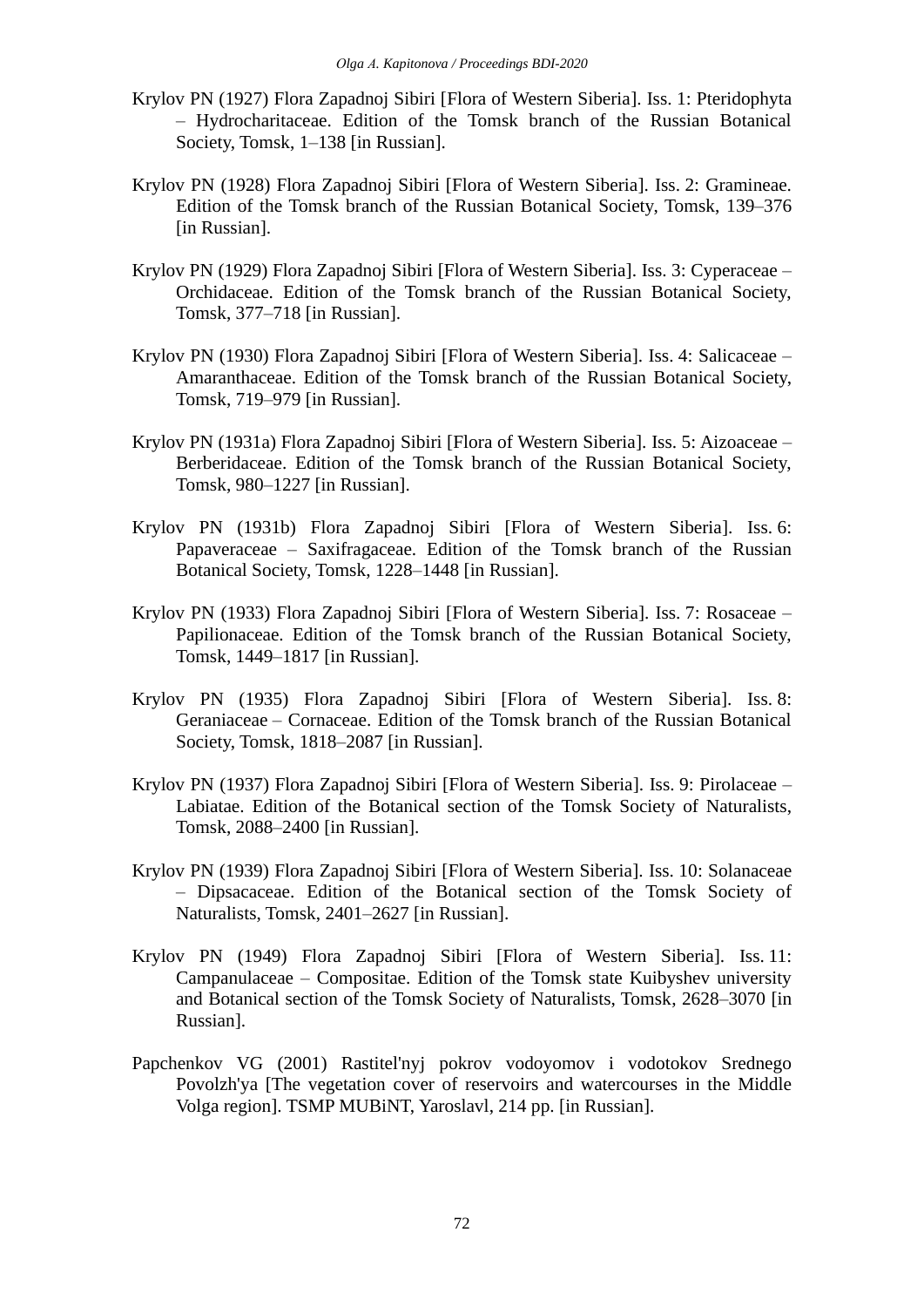Krylov PN (1927) Flora Zapadnoj Sibiri [Flora of Western Siberia]. Iss. 1: Pteridophyta – Hydrocharitaceae. Edition of the Tomsk branch of the Russian Botanical Society, Tomsk, 1–138 [in Russian].

Krylov PN (1928) Flora Zapadnoj Sibiri [Flora of Western Siberia]. Iss. 2: Gramineae. Edition of the Tomsk branch of the Russian Botanical Society, Tomsk, 139–376 [in Russian].

Krylov PN (1929) Flora Zapadnoj Sibiri [Flora of Western Siberia]. Iss. 3: Cyperaceae – Orchidaceae. Edition of the Tomsk branch of the Russian Botanical Society, Tomsk, 377–718 [in Russian].

Krylov PN (1930) Flora Zapadnoj Sibiri [Flora of Western Siberia]. Iss. 4: Salicaceae – Amaranthaceae. Edition of the Tomsk branch of the Russian Botanical Society, Tomsk, 719–979 [in Russian].

Krylov PN (1931a) Flora Zapadnoj Sibiri [Flora of Western Siberia]. Iss. 5: Aizoaceae – Berberidaceae. Edition of the Tomsk branch of the Russian Botanical Society, Tomsk, 980–1227 [in Russian].

Krylov PN (1931b) Flora Zapadnoj Sibiri [Flora of Western Siberia]. Iss. 6: Papaveraceae – Saxifragaceae. Edition of the Tomsk branch of the Russian Botanical Society, Tomsk, 1228–1448 [in Russian].

Krylov PN (1933) Flora Zapadnoj Sibiri [Flora of Western Siberia]. Iss. 7: Rosaceae – Papilionaceae. Edition of the Tomsk branch of the Russian Botanical Society, Tomsk, 1449–1817 [in Russian].

Krylov PN (1935) Flora Zapadnoj Sibiri [Flora of Western Siberia]. Iss. 8: Geraniaceae – Cornaceae. Edition of the Tomsk branch of the Russian Botanical Society, Tomsk, 1818–2087 [in Russian].

Krylov PN (1937) Flora Zapadnoj Sibiri [Flora of Western Siberia]. Iss. 9: Pirolaceae – Labiatae. Edition of the Botanical section of the Tomsk Society of Naturalists, Tomsk, 2088–2400 [in Russian].

Krylov PN (1939) Flora Zapadnoj Sibiri [Flora of Western Siberia]. Iss. 10: Solanaceae – Dipsacaceae. Edition of the Botanical section of the Tomsk Society of Naturalists, Tomsk, 2401–2627 [in Russian].

Krylov PN (1949) Flora Zapadnoj Sibiri [Flora of Western Siberia]. Iss. 11: Campanulaceae – Compositae. Edition of the Tomsk state Kuibyshev university and Botanical section of the Tomsk Society of Naturalists, Tomsk, 2628–3070 [in Russian].

Papchenkov VG (2001) Rastitel'nyj pokrov vodoyomov i vodotokov Srednego Povolzh'ya [The vegetation cover of reservoirs and watercourses in the Middle Volga region]. TSMP MUBiNT, Yaroslavl, 214 pp. [in Russian].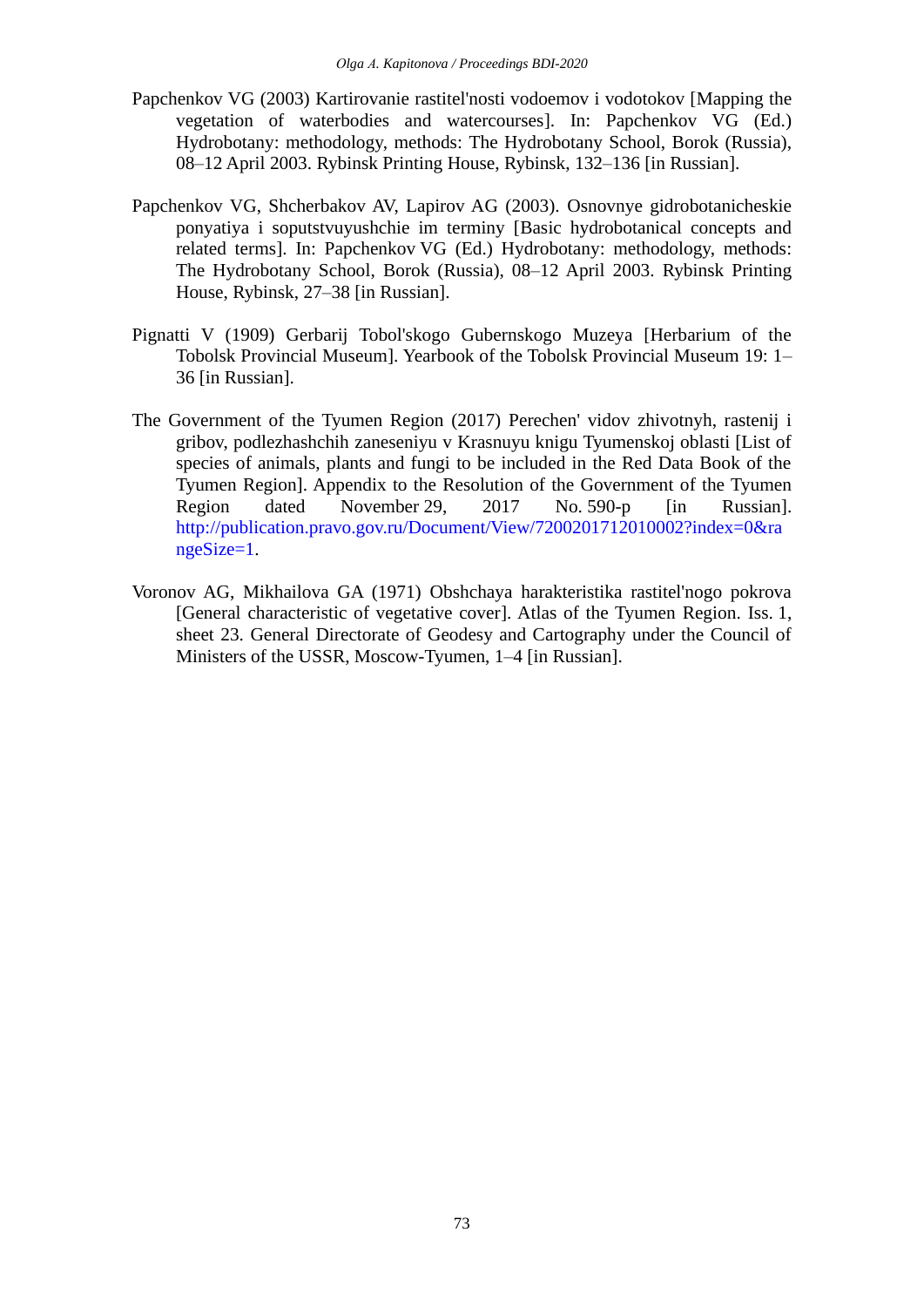Papchenkov VG (2003) Kartirovanie rastitel'nosti vodoemov i vodotokov [Mapping the vegetation of waterbodies and watercourses]. In: Papchenkov VG (Ed.) Hydrobotany: methodology, methods: The Hydrobotany School, Borok (Russia), 08–12 April 2003. Rybinsk Printing House, Rybinsk, 132–136 [in Russian].

Papchenkov VG, Shcherbakov AV, Lapirov AG (2003). Osnovnye gidrobotanicheskie ponyatiya i soputstvuyushchie im terminy [Basic hydrobotanical concepts and related terms]. In: Papchenkov VG (Ed.) Hydrobotany: methodology, methods: The Hydrobotany School, Borok (Russia), 08–12 April 2003. Rybinsk Printing House, Rybinsk, 27–38 [in Russian].

Pignatti V (1909) Gerbarij Tobol'skogo Gubernskogo Muzeya [Herbarium of the Tobolsk Provincial Museum]. Yearbook of the Tobolsk Provincial Museum 19: 1–36 [in Russian].

The Government of the Tyumen Region (2017) Perechen' vidov zhivotnyh, rastenij i gribov, podlezhashchih zaneseniyu v Krasnuyu knigu Tyumenskoj oblasti [List of species of animals, plants and fungi to be included in the Red Data Book of the Tyumen Region]. Appendix to the Resolution of the Government of the Tyumen Region dated November 29, 2017 No. 590-p [in Russian]. http://publication.pravo.gov.ru/Document/View/7200201712010002?index=0&rangeSize=1.

Voronov AG, Mikhailova GA (1971) Obshchaya harakteristika rastitel'nogo pokrova [General characteristic of vegetative cover]. Atlas of the Tyumen Region. Iss. 1, sheet 23. General Directorate of Geodesy and Cartography under the Council of Ministers of the USSR, Moscow-Tyumen, 1–4 [in Russian].